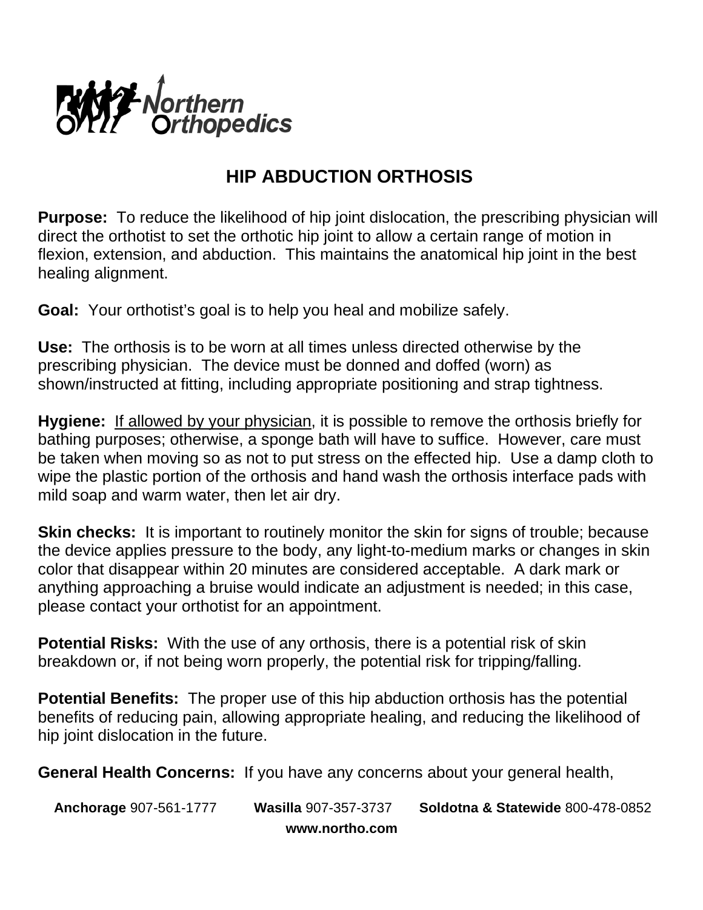Northern Orthopedics

# HIP ABDUCTION ORTHOSIS

**Purpose:** To reduce the likelihood of hip joint dislocation, the prescribing physician will direct the orthotist to set the orthotic hip joint to allow a certain range of motion in flexion, extension, and abduction. This maintains the anatomical hip joint in the best healing alignment.

**Goal:** Your orthotist's goal is to help you heal and mobilize safely.

**Use:** The orthosis is to be worn at all times unless directed otherwise by the prescribing physician. The device must be donned and doffed (worn) as shown/instructed at fitting, including appropriate positioning and strap tightness.

**Hygiene:** <u>If allowed by your physician</u>, it is possible to remove the orthosis briefly for bathing purposes; otherwise, a sponge bath will have to suffice. However, care must be taken when moving so as not to put stress on the effected hip. Use a damp cloth to wipe the plastic portion of the orthosis and hand wash the orthosis interface pads with mild soap and warm water, then let air dry.

**Skin checks:** It is important to routinely monitor the skin for signs of trouble; because the device applies pressure to the body, any light-to-medium marks or changes in skin color that disappear within 20 minutes are considered acceptable. A dark mark or anything approaching a bruise would indicate an adjustment is needed; in this case, please contact your orthotist for an appointment.

**Potential Risks:** With the use of any orthosis, there is a potential risk of skin breakdown or, if not being worn properly, the potential risk for tripping/falling.

**Potential Benefits:** The proper use of this hip abduction orthosis has the potential benefits of reducing pain, allowing appropriate healing, and reducing the likelihood of hip joint dislocation in the future.

**General Health Concerns:** If you have any concerns about your general health,

**Anchorage** 907-561-1777 **Wasilla** 907-357-3737 **Soldotna & Statewide** 800-478-0852
**www.northo.com**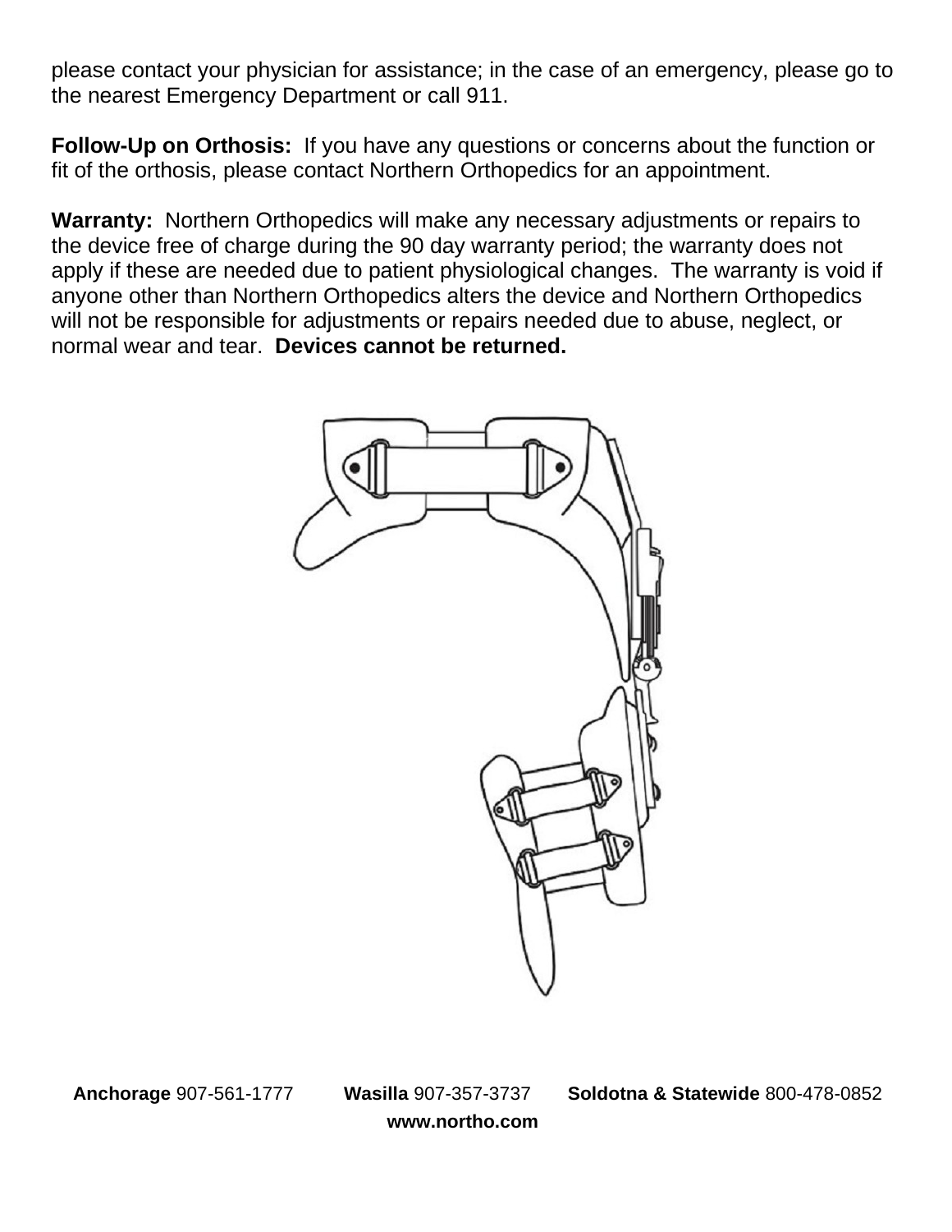please contact your physician for assistance; in the case of an emergency, please go to the nearest Emergency Department or call 911.

**Follow-Up on Orthosis:** If you have any questions or concerns about the function or fit of the orthosis, please contact Northern Orthopedics for an appointment.

**Warranty:** Northern Orthopedics will make any necessary adjustments or repairs to the device free of charge during the 90 day warranty period; the warranty does not apply if these are needed due to patient physiological changes. The warranty is void if anyone other than Northern Orthopedics alters the device and Northern Orthopedics will not be responsible for adjustments or repairs needed due to abuse, neglect, or normal wear and tear. **Devices cannot be returned.**

**Anchorage** 907-561-1777 **Wasilla** 907-357-3737 **Soldotna & Statewide** 800-478-0852

**www.northo.com**